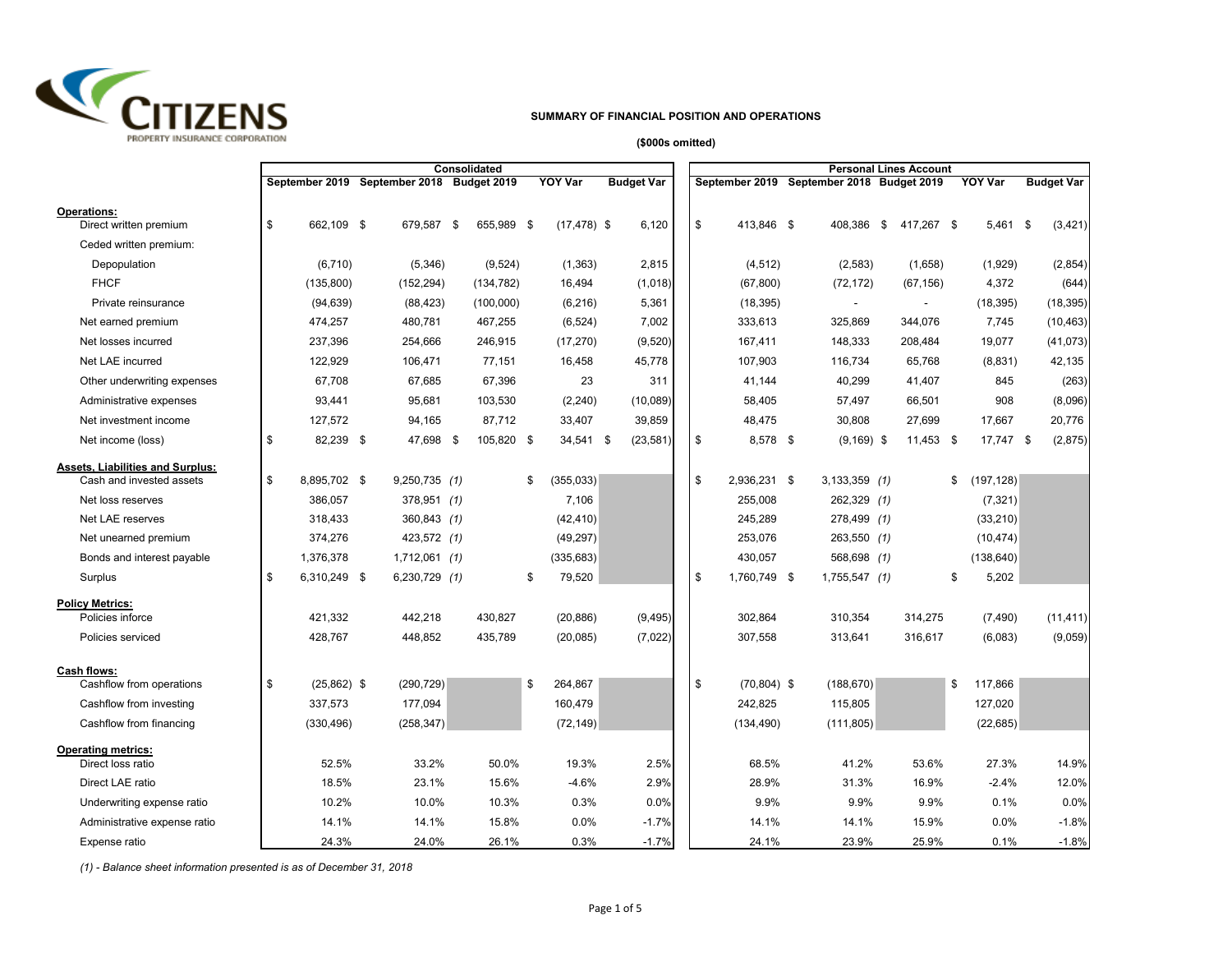CITIZENS PROPERTY INSURANCE CORPORATION

## SUMMARY OF FINANCIAL POSITION AND OPERATIONS

**($000s omitted)**

| | Consolidated | | | | | Personal Lines Account | | | | |
|---|---|---|---|---|---|---|---|---|---|---|
| | September 2019 | September 2018 | Budget 2019 | YOY Var | Budget Var | September 2019 | September 2018 | Budget 2019 | YOY Var | Budget Var |
| **Operations:** | | | | | | | | | | |
| Direct written premium | $ 662,109 | $ 679,587 | $ 655,989 | $ (17,478) | $ 6,120 | $ 413,846 | $ 408,386 | $ 417,267 | $ 5,461 | $ (3,421) |
| Ceded written premium: | | | | | | | | | | |
| Depopulation | (6,710) | (5,346) | (9,524) | (1,363) | 2,815 | (4,512) | (2,583) | (1,658) | (1,929) | (2,854) |
| FHCF | (135,800) | (152,294) | (134,782) | 16,494 | (1,018) | (67,800) | (72,172) | (67,156) | 4,372 | (644) |
| Private reinsurance | (94,639) | (88,423) | (100,000) | (6,216) | 5,361 | (18,395) | - | - | (18,395) | (18,395) |
| Net earned premium | 474,257 | 480,781 | 467,255 | (6,524) | 7,002 | 333,613 | 325,869 | 344,076 | 7,745 | (10,463) |
| Net losses incurred | 237,396 | 254,666 | 246,915 | (17,270) | (9,520) | 167,411 | 148,333 | 208,484 | 19,077 | (41,073) |
| Net LAE incurred | 122,929 | 106,471 | 77,151 | 16,458 | 45,778 | 107,903 | 116,734 | 65,768 | (8,831) | 42,135 |
| Other underwriting expenses | 67,708 | 67,685 | 67,396 | 23 | 311 | 41,144 | 40,299 | 41,407 | 845 | (263) |
| Administrative expenses | 93,441 | 95,681 | 103,530 | (2,240) | (10,089) | 58,405 | 57,497 | 66,501 | 908 | (8,096) |
| Net investment income | 127,572 | 94,165 | 87,712 | 33,407 | 39,859 | 48,475 | 30,808 | 27,699 | 17,667 | 20,776 |
| Net income (loss) | $ 82,239 | $ 47,698 | $ 105,820 | $ 34,541 | $ (23,581) | $ 8,578 | $ (9,169) | $ 11,453 | $ 17,747 | $ (2,875) |
| **Assets, Liabilities and Surplus:** | | | | | | | | | | |
| Cash and invested assets | $ 8,895,702 | $ 9,250,735 *(1)* | | $ (355,033) | | $ 2,936,231 | $ 3,133,359 *(1)* | | $ (197,128) | |
| Net loss reserves | 386,057 | 378,951 *(1)* | | 7,106 | | 255,008 | 262,329 *(1)* | | (7,321) | |
| Net LAE reserves | 318,433 | 360,843 *(1)* | | (42,410) | | 245,289 | 278,499 *(1)* | | (33,210) | |
| Net unearned premium | 374,276 | 423,572 *(1)* | | (49,297) | | 253,076 | 263,550 *(1)* | | (10,474) | |
| Bonds and interest payable | 1,376,378 | 1,712,061 *(1)* | | (335,683) | | 430,057 | 568,698 *(1)* | | (138,640) | |
| Surplus | $ 6,310,249 | $ 6,230,729 *(1)* | | $ 79,520 | | $ 1,760,749 | $ 1,755,547 *(1)* | | $ 5,202 | |
| **Policy Metrics:** | | | | | | | | | | |
| Policies inforce | 421,332 | 442,218 | 430,827 | (20,886) | (9,495) | 302,864 | 310,354 | 314,275 | (7,490) | (11,411) |
| Policies serviced | 428,767 | 448,852 | 435,789 | (20,085) | (7,022) | 307,558 | 313,641 | 316,617 | (6,083) | (9,059) |
| **Cash flows:** | | | | | | | | | | |
| Cashflow from operations | $ (25,862) | $ (290,729) | | $ 264,867 | | $ (70,804) | $ (188,670) | | $ 117,866 | |
| Cashflow from investing | 337,573 | 177,094 | | 160,479 | | 242,825 | 115,805 | | 127,020 | |
| Cashflow from financing | (330,496) | (258,347) | | (72,149) | | (134,490) | (111,805) | | (22,685) | |
| **Operating metrics:** | | | | | | | | | | |
| Direct loss ratio | 52.5% | 33.2% | 50.0% | 19.3% | 2.5% | 68.5% | 41.2% | 53.6% | 27.3% | 14.9% |
| Direct LAE ratio | 18.5% | 23.1% | 15.6% | -4.6% | 2.9% | 28.9% | 31.3% | 16.9% | -2.4% | 12.0% |
| Underwriting expense ratio | 10.2% | 10.0% | 10.3% | 0.3% | 0.0% | 9.9% | 9.9% | 9.9% | 0.1% | 0.0% |
| Administrative expense ratio | 14.1% | 14.1% | 15.8% | 0.0% | -1.7% | 14.1% | 14.1% | 15.9% | 0.0% | -1.8% |
| Expense ratio | 24.3% | 24.0% | 26.1% | 0.3% | -1.7% | 24.1% | 23.9% | 25.9% | 0.1% | -1.8% |

*(1) - Balance sheet information presented is as of December 31, 2018*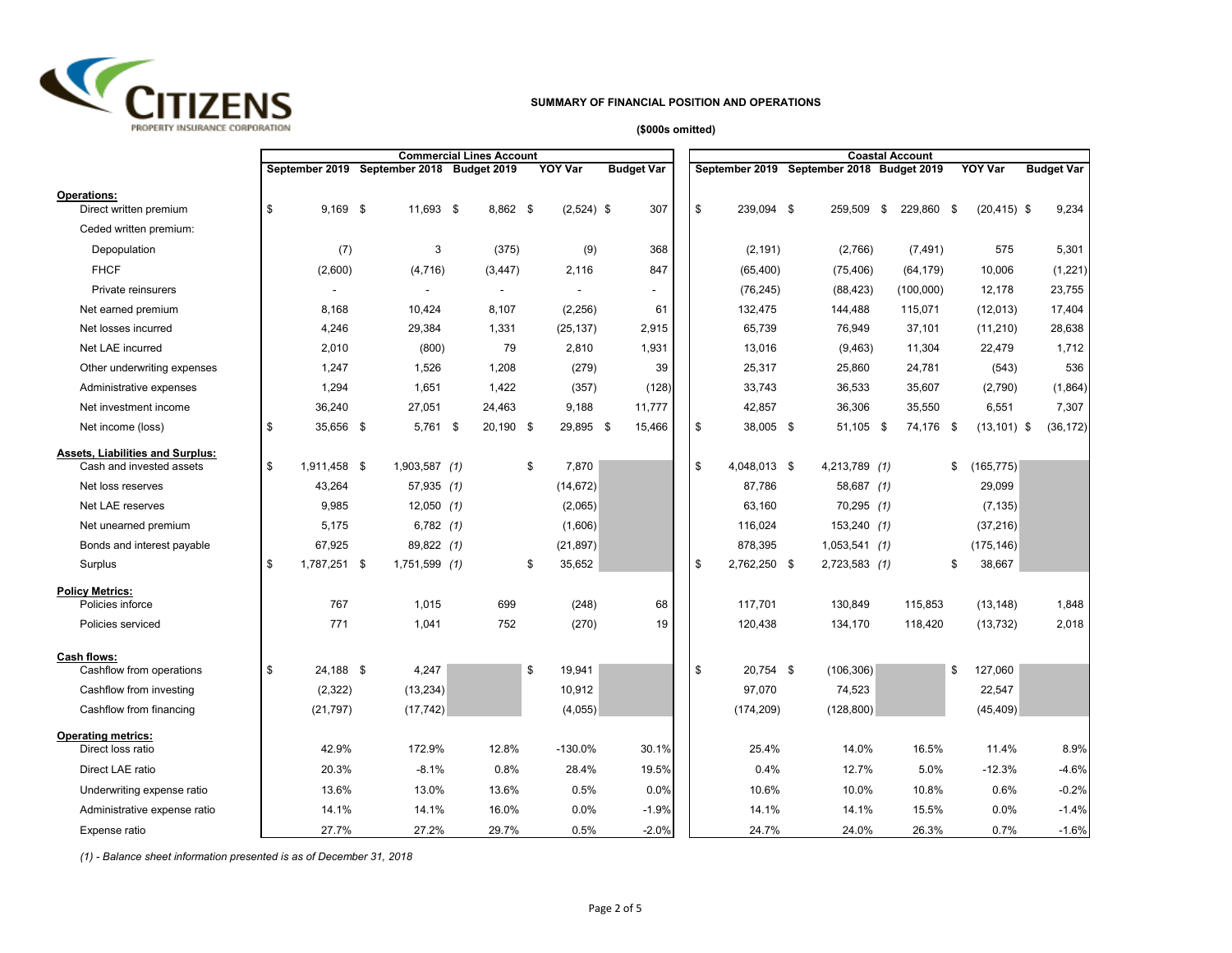CITIZENS PROPERTY INSURANCE CORPORATION

**SUMMARY OF FINANCIAL POSITION AND OPERATIONS**

**($000s omitted)**

| | Commercial Lines Account | | | | | Coastal Account | | | | |
|---|---|---|---|---|---|---|---|---|---|---|
| | September 2019 | September 2018 | Budget 2019 | YOY Var | Budget Var | September 2019 | September 2018 | Budget 2019 | YOY Var | Budget Var |
| **Operations:** | | | | | | | | | | |
| Direct written premium | $ 9,169 | $ 11,693 | $ 8,862 | $ (2,524) | $ 307 | $ 239,094 | $ 259,509 | $ 229,860 | $ (20,415) | $ 9,234 |
| Ceded written premium: | | | | | | | | | | |
| Depopulation | (7) | 3 | (375) | (9) | 368 | (2,191) | (2,766) | (7,491) | 575 | 5,301 |
| FHCF | (2,600) | (4,716) | (3,447) | 2,116 | 847 | (65,400) | (75,406) | (64,179) | 10,006 | (1,221) |
| Private reinsurers | - | - | - | - | - | (76,245) | (88,423) | (100,000) | 12,178 | 23,755 |
| Net earned premium | 8,168 | 10,424 | 8,107 | (2,256) | 61 | 132,475 | 144,488 | 115,071 | (12,013) | 17,404 |
| Net losses incurred | 4,246 | 29,384 | 1,331 | (25,137) | 2,915 | 65,739 | 76,949 | 37,101 | (11,210) | 28,638 |
| Net LAE incurred | 2,010 | (800) | 79 | 2,810 | 1,931 | 13,016 | (9,463) | 11,304 | 22,479 | 1,712 |
| Other underwriting expenses | 1,247 | 1,526 | 1,208 | (279) | 39 | 25,317 | 25,860 | 24,781 | (543) | 536 |
| Administrative expenses | 1,294 | 1,651 | 1,422 | (357) | (128) | 33,743 | 36,533 | 35,607 | (2,790) | (1,864) |
| Net investment income | 36,240 | 27,051 | 24,463 | 9,188 | 11,777 | 42,857 | 36,306 | 35,550 | 6,551 | 7,307 |
| Net income (loss) | $ 35,656 | $ 5,761 | $ 20,190 | $ 29,895 | $ 15,466 | $ 38,005 | $ 51,105 | $ 74,176 | $ (13,101) | $ (36,172) |
| **Assets, Liabilities and Surplus:** | | | | | | | | | | |
| Cash and invested assets | $ 1,911,458 | $ 1,903,587 *(1)* | | $ 7,870 | | $ 4,048,013 | $ 4,213,789 *(1)* | | $ (165,775) | |
| Net loss reserves | 43,264 | 57,935 *(1)* | | (14,672) | | 87,786 | 58,687 *(1)* | | 29,099 | |
| Net LAE reserves | 9,985 | 12,050 *(1)* | | (2,065) | | 63,160 | 70,295 *(1)* | | (7,135) | |
| Net unearned premium | 5,175 | 6,782 *(1)* | | (1,606) | | 116,024 | 153,240 *(1)* | | (37,216) | |
| Bonds and interest payable | 67,925 | 89,822 *(1)* | | (21,897) | | 878,395 | 1,053,541 *(1)* | | (175,146) | |
| Surplus | $ 1,787,251 | $ 1,751,599 *(1)* | | $ 35,652 | | $ 2,762,250 | $ 2,723,583 *(1)* | | $ 38,667 | |
| **Policy Metrics:** | | | | | | | | | | |
| Policies inforce | 767 | 1,015 | 699 | (248) | 68 | 117,701 | 130,849 | 115,853 | (13,148) | 1,848 |
| Policies serviced | 771 | 1,041 | 752 | (270) | 19 | 120,438 | 134,170 | 118,420 | (13,732) | 2,018 |
| **Cash flows:** | | | | | | | | | | |
| Cashflow from operations | $ 24,188 | $ 4,247 | | $ 19,941 | | $ 20,754 | $ (106,306) | | $ 127,060 | |
| Cashflow from investing | (2,322) | (13,234) | | 10,912 | | 97,070 | 74,523 | | 22,547 | |
| Cashflow from financing | (21,797) | (17,742) | | (4,055) | | (174,209) | (128,800) | | (45,409) | |
| **Operating metrics:** | | | | | | | | | | |
| Direct loss ratio | 42.9% | 172.9% | 12.8% | -130.0% | 30.1% | 25.4% | 14.0% | 16.5% | 11.4% | 8.9% |
| Direct LAE ratio | 20.3% | -8.1% | 0.8% | 28.4% | 19.5% | 0.4% | 12.7% | 5.0% | -12.3% | -4.6% |
| Underwriting expense ratio | 13.6% | 13.0% | 13.6% | 0.5% | 0.0% | 10.6% | 10.0% | 10.8% | 0.6% | -0.2% |
| Administrative expense ratio | 14.1% | 14.1% | 16.0% | 0.0% | -1.9% | 14.1% | 14.1% | 15.5% | 0.0% | -1.4% |
| Expense ratio | 27.7% | 27.2% | 29.7% | 0.5% | -2.0% | 24.7% | 24.0% | 26.3% | 0.7% | -1.6% |

*(1) - Balance sheet information presented is as of December 31, 2018*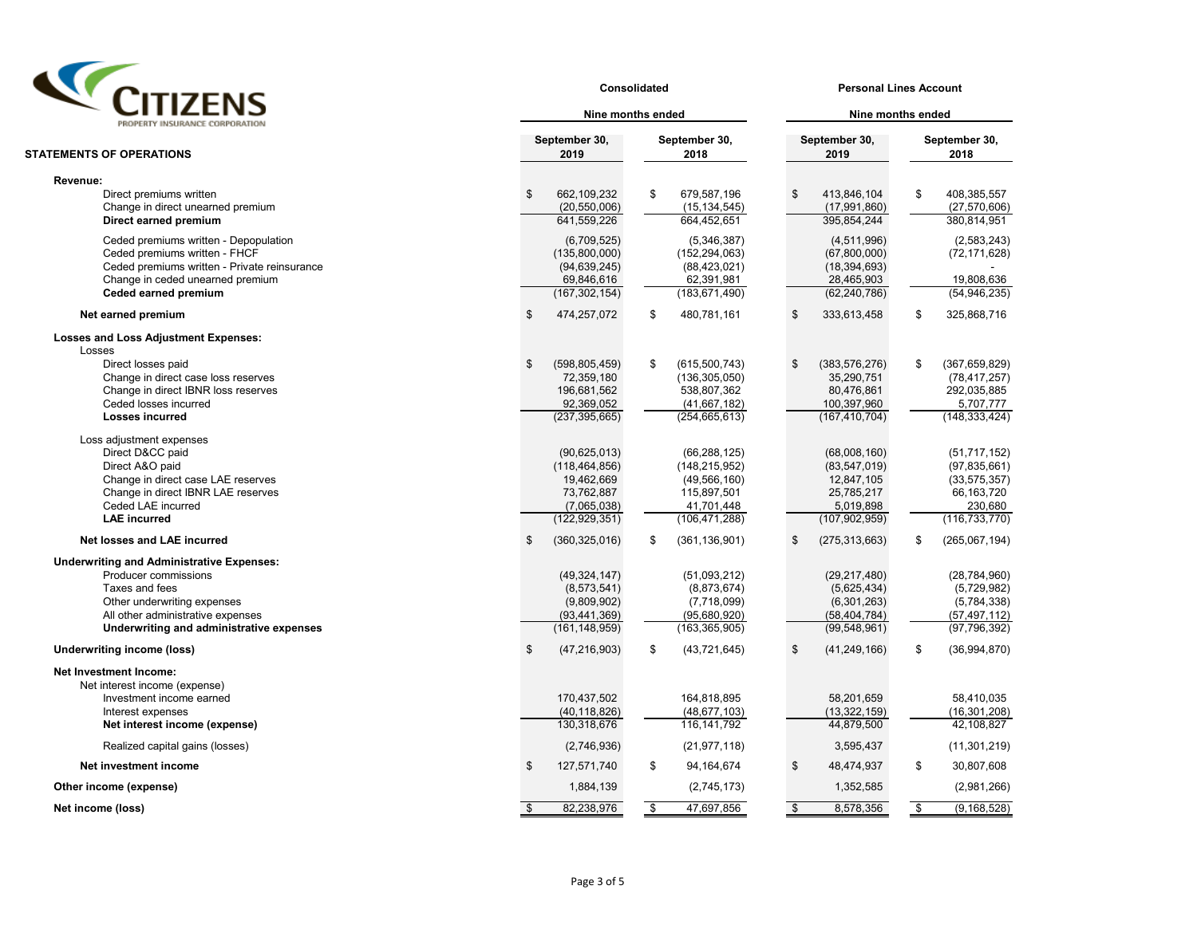CITIZENS
PROPERTY INSURANCE CORPORATION

## STATEMENTS OF OPERATIONS

| | Consolidated | | Personal Lines Account | |
|---|---|---|---|---|
| | Nine months ended | | Nine months ended | |
| | September 30, 2019 | September 30, 2018 | September 30, 2019 | September 30, 2018 |
| **Revenue:** | | | | |
| Direct premiums written | $ 662,109,232 | $ 679,587,196 | $ 413,846,104 | $ 408,385,557 |
| Change in direct unearned premium | (20,550,006) | (15,134,545) | (17,991,860) | (27,570,606) |
| **Direct earned premium** | 641,559,226 | 664,452,651 | 395,854,244 | 380,814,951 |
| Ceded premiums written - Depopulation | (6,709,525) | (5,346,387) | (4,511,996) | (2,583,243) |
| Ceded premiums written - FHCF | (135,800,000) | (152,294,063) | (67,800,000) | (72,171,628) |
| Ceded premiums written - Private reinsurance | (94,639,245) | (88,423,021) | (18,394,693) | - |
| Change in ceded unearned premium | 69,846,616 | 62,391,981 | 28,465,903 | 19,808,636 |
| **Ceded earned premium** | (167,302,154) | (183,671,490) | (62,240,786) | (54,946,235) |
| **Net earned premium** | $ 474,257,072 | $ 480,781,161 | $ 333,613,458 | $ 325,868,716 |
| **Losses and Loss Adjustment Expenses:** | | | | |
| Losses | | | | |
| Direct losses paid | $ (598,805,459) | $ (615,500,743) | $ (383,576,276) | $ (367,659,829) |
| Change in direct case loss reserves | 72,359,180 | (136,305,050) | 35,290,751 | (78,417,257) |
| Change in direct IBNR loss reserves | 196,681,562 | 538,807,362 | 80,476,861 | 292,035,885 |
| Ceded losses incurred | 92,369,052 | (41,667,182) | 100,397,960 | 5,707,777 |
| **Losses incurred** | (237,395,665) | (254,665,613) | (167,410,704) | (148,333,424) |
| Loss adjustment expenses | | | | |
| Direct D&CC paid | (90,625,013) | (66,288,125) | (68,008,160) | (51,717,152) |
| Direct A&O paid | (118,464,856) | (148,215,952) | (83,547,019) | (97,835,661) |
| Change in direct case LAE reserves | 19,462,669 | (49,566,160) | 12,847,105 | (33,575,357) |
| Change in direct IBNR LAE reserves | 73,762,887 | 115,897,501 | 25,785,217 | 66,163,720 |
| Ceded LAE incurred | (7,065,038) | 41,701,448 | 5,019,898 | 230,680 |
| **LAE incurred** | (122,929,351) | (106,471,288) | (107,902,959) | (116,733,770) |
| **Net losses and LAE incurred** | $ (360,325,016) | $ (361,136,901) | $ (275,313,663) | $ (265,067,194) |
| **Underwriting and Administrative Expenses:** | | | | |
| Producer commissions | (49,324,147) | (51,093,212) | (29,217,480) | (28,784,960) |
| Taxes and fees | (8,573,541) | (8,873,674) | (5,625,434) | (5,729,982) |
| Other underwriting expenses | (9,809,902) | (7,718,099) | (6,301,263) | (5,784,338) |
| All other administrative expenses | (93,441,369) | (95,680,920) | (58,404,784) | (57,497,112) |
| **Underwriting and administrative expenses** | (161,148,959) | (163,365,905) | (99,548,961) | (97,796,392) |
| **Underwriting income (loss)** | $ (47,216,903) | $ (43,721,645) | $ (41,249,166) | $ (36,994,870) |
| **Net Investment Income:** | | | | |
| Net interest income (expense) | | | | |
| Investment income earned | 170,437,502 | 164,818,895 | 58,201,659 | 58,410,035 |
| Interest expenses | (40,118,826) | (48,677,103) | (13,322,159) | (16,301,208) |
| **Net interest income (expense)** | 130,318,676 | 116,141,792 | 44,879,500 | 42,108,827 |
| Realized capital gains (losses) | (2,746,936) | (21,977,118) | 3,595,437 | (11,301,219) |
| **Net investment income** | $ 127,571,740 | $ 94,164,674 | $ 48,474,937 | $ 30,807,608 |
| **Other income (expense)** | 1,884,139 | (2,745,173) | 1,352,585 | (2,981,266) |
| **Net income (loss)** | $ 82,238,976 | $ 47,697,856 | $ 8,578,356 | $ (9,168,528) |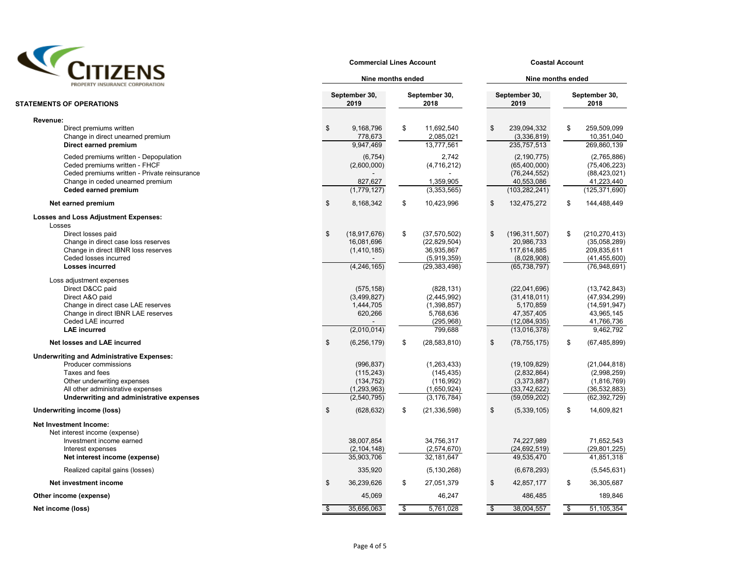**CITIZENS**
PROPERTY INSURANCE CORPORATION

## STATEMENTS OF OPERATIONS

| | Commercial Lines Account | | Coastal Account | |
|---|---|---|---|---|
| | Nine months ended | | Nine months ended | |
| | September 30, 2019 | September 30, 2018 | September 30, 2019 | September 30, 2018 |
| **Revenue:** | | | | |
| Direct premiums written | $ 9,168,796 | $ 11,692,540 | $ 239,094,332 | $ 259,509,099 |
| Change in direct unearned premium | 778,673 | 2,085,021 | (3,336,819) | 10,351,040 |
| **Direct earned premium** | 9,947,469 | 13,777,561 | 235,757,513 | 269,860,139 |
| Ceded premiums written - Depopulation | (6,754) | 2,742 | (2,190,775) | (2,765,886) |
| Ceded premiums written - FHCF | (2,600,000) | (4,716,212) | (65,400,000) | (75,406,223) |
| Ceded premiums written - Private reinsurance | - | - | (76,244,552) | (88,423,021) |
| Change in ceded unearned premium | 827,627 | 1,359,905 | 40,553,086 | 41,223,440 |
| **Ceded earned premium** | (1,779,127) | (3,353,565) | (103,282,241) | (125,371,690) |
| **Net earned premium** | $ 8,168,342 | $ 10,423,996 | $ 132,475,272 | $ 144,488,449 |
| **Losses and Loss Adjustment Expenses:** | | | | |
| Losses | | | | |
| Direct losses paid | $ (18,917,676) | $ (37,570,502) | $ (196,311,507) | $ (210,270,413) |
| Change in direct case loss reserves | 16,081,696 | (22,829,504) | 20,986,733 | (35,058,289) |
| Change in direct IBNR loss reserves | (1,410,185) | 36,935,867 | 117,614,885 | 209,835,611 |
| Ceded losses incurred | - | (5,919,359) | (8,028,908) | (41,455,600) |
| **Losses incurred** | (4,246,165) | (29,383,498) | (65,738,797) | (76,948,691) |
| Loss adjustment expenses | | | | |
| Direct D&CC paid | (575,158) | (828,131) | (22,041,696) | (13,742,843) |
| Direct A&O paid | (3,499,827) | (2,445,992) | (31,418,011) | (47,934,299) |
| Change in direct case LAE reserves | 1,444,705 | (1,398,857) | 5,170,859 | (14,591,947) |
| Change in direct IBNR LAE reserves | 620,266 | 5,768,636 | 47,357,405 | 43,965,145 |
| Ceded LAE incurred | - | (295,968) | (12,084,935) | 41,766,736 |
| **LAE incurred** | (2,010,014) | 799,688 | (13,016,378) | 9,462,792 |
| **Net losses and LAE incurred** | $ (6,256,179) | $ (28,583,810) | $ (78,755,175) | $ (67,485,899) |
| **Underwriting and Administrative Expenses:** | | | | |
| Producer commissions | (996,837) | (1,263,433) | (19,109,829) | (21,044,818) |
| Taxes and fees | (115,243) | (145,435) | (2,832,864) | (2,998,259) |
| Other underwriting expenses | (134,752) | (116,992) | (3,373,887) | (1,816,769) |
| All other administrative expenses | (1,293,963) | (1,650,924) | (33,742,622) | (36,532,883) |
| **Underwriting and administrative expenses** | (2,540,795) | (3,176,784) | (59,059,202) | (62,392,729) |
| **Underwriting income (loss)** | $ (628,632) | $ (21,336,598) | $ (5,339,105) | $ 14,609,821 |
| **Net Investment Income:** | | | | |
| Net interest income (expense) | | | | |
| Investment income earned | 38,007,854 | 34,756,317 | 74,227,989 | 71,652,543 |
| Interest expenses | (2,104,148) | (2,574,670) | (24,692,519) | (29,801,225) |
| **Net interest income (expense)** | 35,903,706 | 32,181,647 | 49,535,470 | 41,851,318 |
| Realized capital gains (losses) | 335,920 | (5,130,268) | (6,678,293) | (5,545,631) |
| **Net investment income** | $ 36,239,626 | $ 27,051,379 | $ 42,857,177 | $ 36,305,687 |
| **Other income (expense)** | 45,069 | 46,247 | 486,485 | 189,846 |
| **Net income (loss)** | $ 35,656,063 | $ 5,761,028 | $ 38,004,557 | $ 51,105,354 |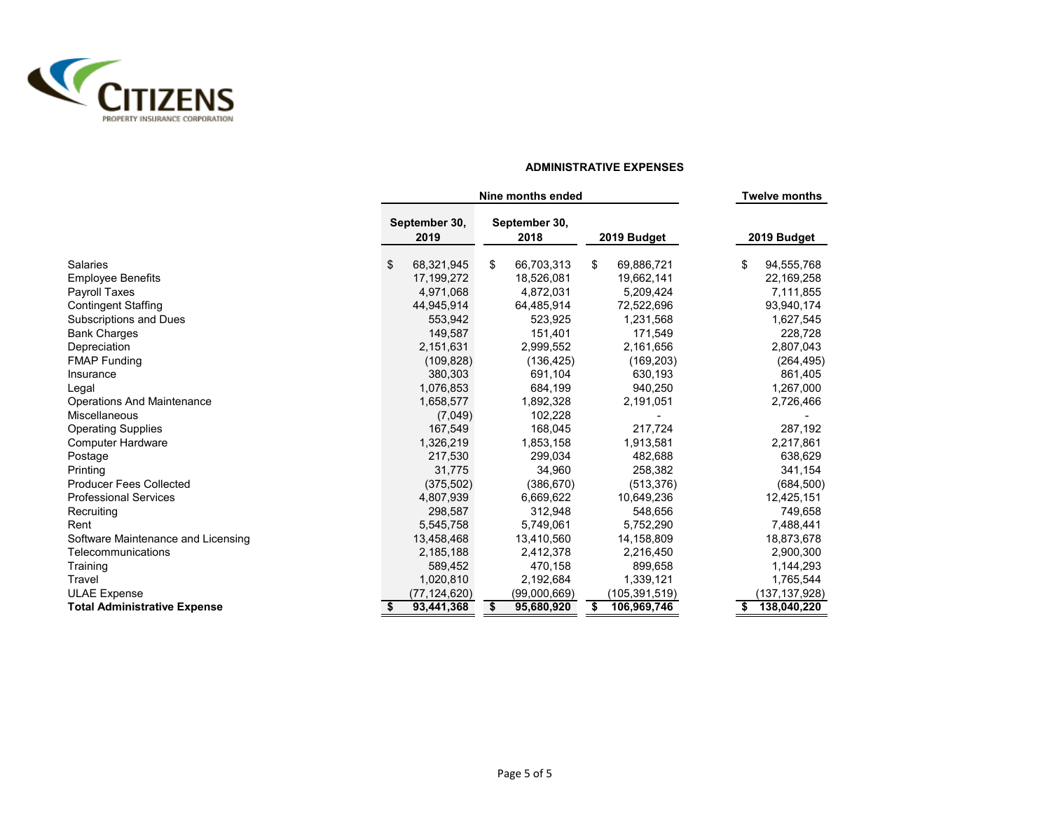CITIZENS PROPERTY INSURANCE CORPORATION

## ADMINISTRATIVE EXPENSES

| | Nine months ended | | | Twelve months |
|---|---|---|---|---|
| | September 30, 2019 | September 30, 2018 | 2019 Budget | 2019 Budget |
| Salaries | $ 68,321,945 | $ 66,703,313 | $ 69,886,721 | $ 94,555,768 |
| Employee Benefits | 17,199,272 | 18,526,081 | 19,662,141 | 22,169,258 |
| Payroll Taxes | 4,971,068 | 4,872,031 | 5,209,424 | 7,111,855 |
| Contingent Staffing | 44,945,914 | 64,485,914 | 72,522,696 | 93,940,174 |
| Subscriptions and Dues | 553,942 | 523,925 | 1,231,568 | 1,627,545 |
| Bank Charges | 149,587 | 151,401 | 171,549 | 228,728 |
| Depreciation | 2,151,631 | 2,999,552 | 2,161,656 | 2,807,043 |
| FMAP Funding | (109,828) | (136,425) | (169,203) | (264,495) |
| Insurance | 380,303 | 691,104 | 630,193 | 861,405 |
| Legal | 1,076,853 | 684,199 | 940,250 | 1,267,000 |
| Operations And Maintenance | 1,658,577 | 1,892,328 | 2,191,051 | 2,726,466 |
| Miscellaneous | (7,049) | 102,228 | - | - |
| Operating Supplies | 167,549 | 168,045 | 217,724 | 287,192 |
| Computer Hardware | 1,326,219 | 1,853,158 | 1,913,581 | 2,217,861 |
| Postage | 217,530 | 299,034 | 482,688 | 638,629 |
| Printing | 31,775 | 34,960 | 258,382 | 341,154 |
| Producer Fees Collected | (375,502) | (386,670) | (513,376) | (684,500) |
| Professional Services | 4,807,939 | 6,669,622 | 10,649,236 | 12,425,151 |
| Recruiting | 298,587 | 312,948 | 548,656 | 749,658 |
| Rent | 5,545,758 | 5,749,061 | 5,752,290 | 7,488,441 |
| Software Maintenance and Licensing | 13,458,468 | 13,410,560 | 14,158,809 | 18,873,678 |
| Telecommunications | 2,185,188 | 2,412,378 | 2,216,450 | 2,900,300 |
| Training | 589,452 | 470,158 | 899,658 | 1,144,293 |
| Travel | 1,020,810 | 2,192,684 | 1,339,121 | 1,765,544 |
| ULAE Expense | (77,124,620) | (99,000,669) | (105,391,519) | (137,137,928) |
| **Total Administrative Expense** | **$ 93,441,368** | **$ 95,680,920** | **$ 106,969,746** | **$ 138,040,220** |